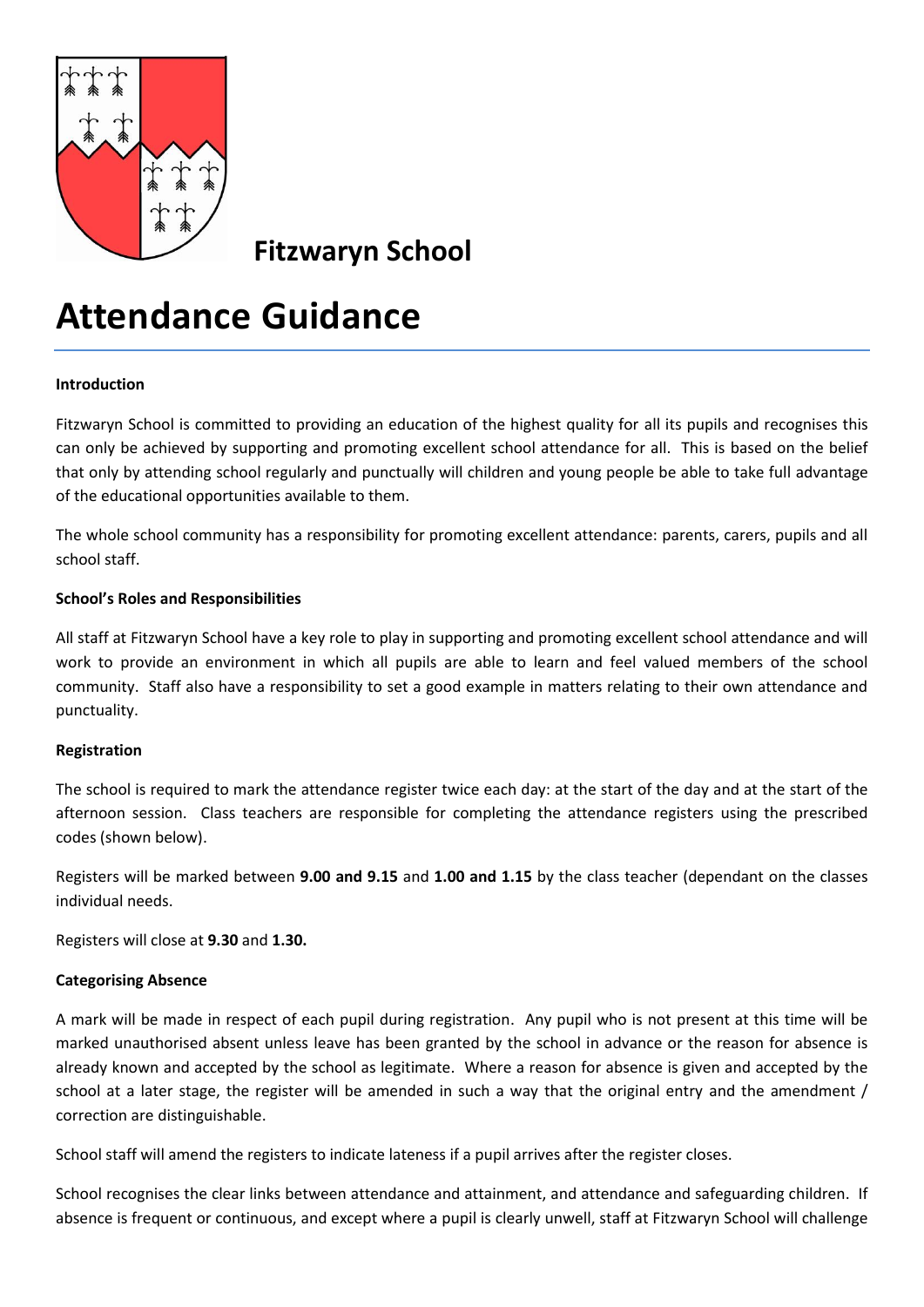**Fitzwaryn School**

# Attendance Guidance

**Introduction**

Fitzwaryn School is committed to providing an education of the highest quality for all its pupils and recognises this can only be achieved by supporting and promoting excellent school attendance for all. This is based on the belief that only by attending school regularly and punctually will children and young people be able to take full advantage of the educational opportunities available to them.

The whole school community has a responsibility for promoting excellent attendance: parents, carers, pupils and all school staff.

**School's Roles and Responsibilities**

All staff at Fitzwaryn School have a key role to play in supporting and promoting excellent school attendance and will work to provide an environment in which all pupils are able to learn and feel valued members of the school community. Staff also have a responsibility to set a good example in matters relating to their own attendance and punctuality.

**Registration**

The school is required to mark the attendance register twice each day: at the start of the day and at the start of the afternoon session. Class teachers are responsible for completing the attendance registers using the prescribed codes (shown below).

Registers will be marked between **9.00 and 9.15** and **1.00 and 1.15** by the class teacher (dependant on the classes individual needs.

Registers will close at **9.30** and **1.30.**

**Categorising Absence**

A mark will be made in respect of each pupil during registration. Any pupil who is not present at this time will be marked unauthorised absent unless leave has been granted by the school in advance or the reason for absence is already known and accepted by the school as legitimate. Where a reason for absence is given and accepted by the school at a later stage, the register will be amended in such a way that the original entry and the amendment / correction are distinguishable.

School staff will amend the registers to indicate lateness if a pupil arrives after the register closes.

School recognises the clear links between attendance and attainment, and attendance and safeguarding children. If absence is frequent or continuous, and except where a pupil is clearly unwell, staff at Fitzwaryn School will challenge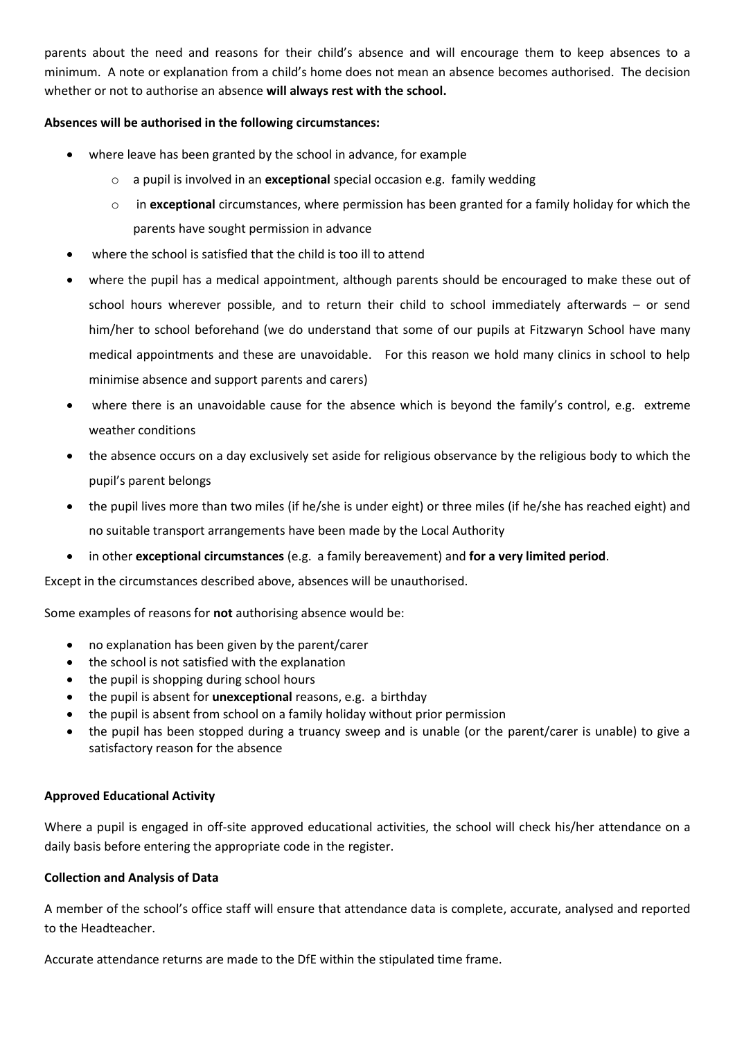parents about the need and reasons for their child's absence and will encourage them to keep absences to a minimum. A note or explanation from a child's home does not mean an absence becomes authorised. The decision whether or not to authorise an absence **will always rest with the school.**

**Absences will be authorised in the following circumstances:**

- where leave has been granted by the school in advance, for example
  - a pupil is involved in an **exceptional** special occasion e.g. family wedding
  - in **exceptional** circumstances, where permission has been granted for a family holiday for which the parents have sought permission in advance
- where the school is satisfied that the child is too ill to attend
- where the pupil has a medical appointment, although parents should be encouraged to make these out of school hours wherever possible, and to return their child to school immediately afterwards – or send him/her to school beforehand (we do understand that some of our pupils at Fitzwaryn School have many medical appointments and these are unavoidable. For this reason we hold many clinics in school to help minimise absence and support parents and carers)
- where there is an unavoidable cause for the absence which is beyond the family's control, e.g. extreme weather conditions
- the absence occurs on a day exclusively set aside for religious observance by the religious body to which the pupil's parent belongs
- the pupil lives more than two miles (if he/she is under eight) or three miles (if he/she has reached eight) and no suitable transport arrangements have been made by the Local Authority
- in other **exceptional circumstances** (e.g. a family bereavement) and **for a very limited period**.

Except in the circumstances described above, absences will be unauthorised.

Some examples of reasons for **not** authorising absence would be:

- no explanation has been given by the parent/carer
- the school is not satisfied with the explanation
- the pupil is shopping during school hours
- the pupil is absent for **unexceptional** reasons, e.g. a birthday
- the pupil is absent from school on a family holiday without prior permission
- the pupil has been stopped during a truancy sweep and is unable (or the parent/carer is unable) to give a satisfactory reason for the absence

**Approved Educational Activity**

Where a pupil is engaged in off-site approved educational activities, the school will check his/her attendance on a daily basis before entering the appropriate code in the register.

**Collection and Analysis of Data**

A member of the school's office staff will ensure that attendance data is complete, accurate, analysed and reported to the Headteacher.

Accurate attendance returns are made to the DfE within the stipulated time frame.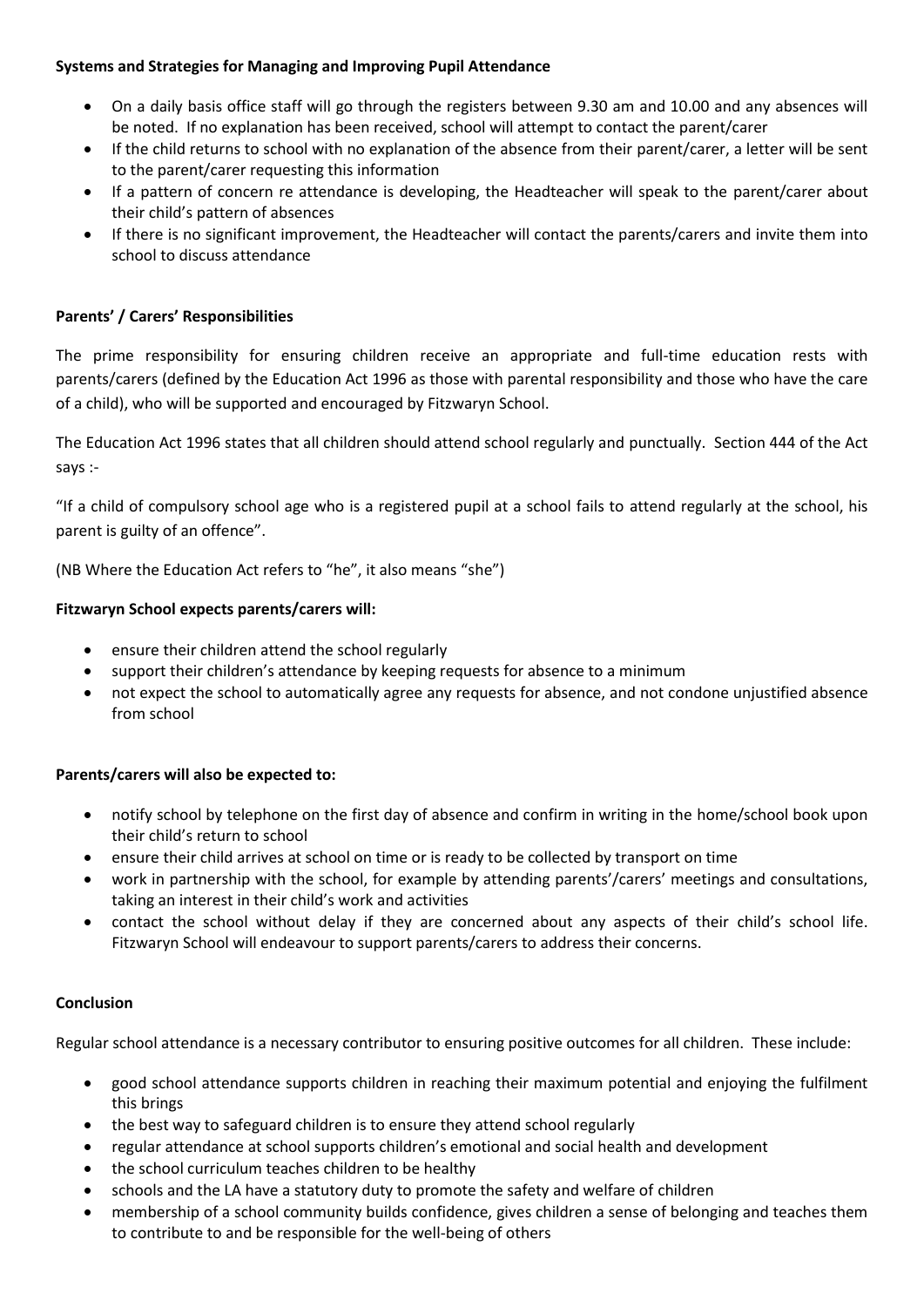**Systems and Strategies for Managing and Improving Pupil Attendance**

- On a daily basis office staff will go through the registers between 9.30 am and 10.00 and any absences will be noted. If no explanation has been received, school will attempt to contact the parent/carer
- If the child returns to school with no explanation of the absence from their parent/carer, a letter will be sent to the parent/carer requesting this information
- If a pattern of concern re attendance is developing, the Headteacher will speak to the parent/carer about their child's pattern of absences
- If there is no significant improvement, the Headteacher will contact the parents/carers and invite them into school to discuss attendance

**Parents' / Carers' Responsibilities**

The prime responsibility for ensuring children receive an appropriate and full-time education rests with parents/carers (defined by the Education Act 1996 as those with parental responsibility and those who have the care of a child), who will be supported and encouraged by Fitzwaryn School.

The Education Act 1996 states that all children should attend school regularly and punctually. Section 444 of the Act says :-

"If a child of compulsory school age who is a registered pupil at a school fails to attend regularly at the school, his parent is guilty of an offence".

(NB Where the Education Act refers to "he", it also means "she")

**Fitzwaryn School expects parents/carers will:**

- ensure their children attend the school regularly
- support their children's attendance by keeping requests for absence to a minimum
- not expect the school to automatically agree any requests for absence, and not condone unjustified absence from school

**Parents/carers will also be expected to:**

- notify school by telephone on the first day of absence and confirm in writing in the home/school book upon their child's return to school
- ensure their child arrives at school on time or is ready to be collected by transport on time
- work in partnership with the school, for example by attending parents'/carers' meetings and consultations, taking an interest in their child's work and activities
- contact the school without delay if they are concerned about any aspects of their child's school life. Fitzwaryn School will endeavour to support parents/carers to address their concerns.

**Conclusion**

Regular school attendance is a necessary contributor to ensuring positive outcomes for all children. These include:

- good school attendance supports children in reaching their maximum potential and enjoying the fulfilment this brings
- the best way to safeguard children is to ensure they attend school regularly
- regular attendance at school supports children's emotional and social health and development
- the school curriculum teaches children to be healthy
- schools and the LA have a statutory duty to promote the safety and welfare of children
- membership of a school community builds confidence, gives children a sense of belonging and teaches them to contribute to and be responsible for the well-being of others